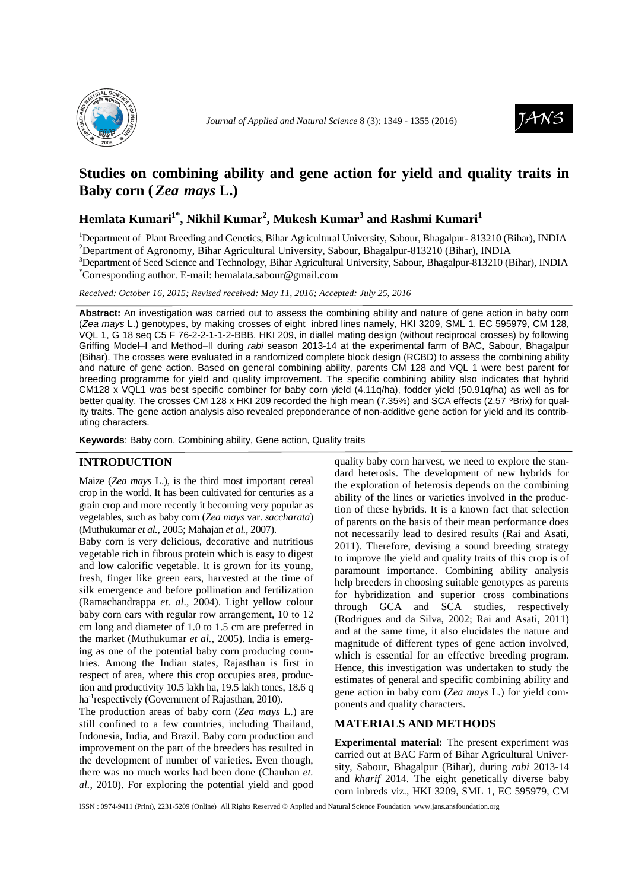# Studies on combining ability and gene action for yield and quality traits in Baby corn (*Zea mays* L.)

## Hemlata Kumari[1*], Nikhil Kumar[2], Mukesh Kumar[3] and Rashmi Kumari[1]

[1]Department of Plant Breeding and Genetics, Bihar Agricultural University, Sabour, Bhagalpur- 813210 (Bihar), INDIA
[2]Department of Agronomy, Bihar Agricultural University, Sabour, Bhagalpur-813210 (Bihar), INDIA
[3]Department of Seed Science and Technology, Bihar Agricultural University, Sabour, Bhagalpur-813210 (Bihar), INDIA
[*]Corresponding author. E-mail: hemalata.sabour@gmail.com

*Received: October 16, 2015; Revised received: May 11, 2016; Accepted: July 25, 2016*

**Abstract:** An investigation was carried out to assess the combining ability and nature of gene action in baby corn (*Zea mays* L.) genotypes, by making crosses of eight inbred lines namely, HKI 3209, SML 1, EC 595979, CM 128, VQL 1, G 18 seq C5 F 76-2-2-1-1-2-BBB, HKI 209, in diallel mating design (without reciprocal crosses) by following Griffing Model–I and Method–II during *rabi* season 2013-14 at the experimental farm of BAC, Sabour, Bhagalpur (Bihar). The crosses were evaluated in a randomized complete block design (RCBD) to assess the combining ability and nature of gene action. Based on general combining ability, parents CM 128 and VQL 1 were best parent for breeding programme for yield and quality improvement. The specific combining ability also indicates that hybrid CM128 x VQL1 was best specific combiner for baby corn yield (4.11q/ha), fodder yield (50.91q/ha) as well as for better quality. The crosses CM 128 x HKI 209 recorded the high mean (7.35%) and SCA effects (2.57 ºBrix) for quality traits. The gene action analysis also revealed preponderance of non-additive gene action for yield and its contributing characters.

**Keywords**: Baby corn, Combining ability, Gene action, Quality traits

## INTRODUCTION

Maize (*Zea mays* L.), is the third most important cereal crop in the world. It has been cultivated for centuries as a grain crop and more recently it becoming very popular as vegetables, such as baby corn (*Zea mays* var. *saccharata*) (Muthukumar *et al.*, 2005; Mahajan *et al.*, 2007).

Baby corn is very delicious, decorative and nutritious vegetable rich in fibrous protein which is easy to digest and low calorific vegetable. It is grown for its young, fresh, finger like green ears, harvested at the time of silk emergence and before pollination and fertilization (Ramachandrappa *et. al*., 2004). Light yellow colour baby corn ears with regular row arrangement, 10 to 12 cm long and diameter of 1.0 to 1.5 cm are preferred in the market (Muthukumar *et al.*, 2005). India is emerging as one of the potential baby corn producing countries. Among the Indian states, Rajasthan is first in respect of area, where this crop occupies area, production and productivity 10.5 lakh ha, 19.5 lakh tones, 18.6 q ha$^{-1}$respectively (Government of Rajasthan, 2010).

The production areas of baby corn (*Zea mays* L.) are still confined to a few countries, including Thailand, Indonesia, India, and Brazil. Baby corn production and improvement on the part of the breeders has resulted in the development of number of varieties. Even though, there was no much works had been done (Chauhan *et. al.*, 2010). For exploring the potential yield and good quality baby corn harvest, we need to explore the standard heterosis. The development of new hybrids for the exploration of heterosis depends on the combining ability of the lines or varieties involved in the production of these hybrids. It is a known fact that selection of parents on the basis of their mean performance does not necessarily lead to desired results (Rai and Asati, 2011). Therefore, devising a sound breeding strategy to improve the yield and quality traits of this crop is of paramount importance. Combining ability analysis help breeders in choosing suitable genotypes as parents for hybridization and superior cross combinations through GCA and SCA studies, respectively (Rodrigues and da Silva, 2002; Rai and Asati, 2011) and at the same time, it also elucidates the nature and magnitude of different types of gene action involved, which is essential for an effective breeding program. Hence, this investigation was undertaken to study the estimates of general and specific combining ability and gene action in baby corn (*Zea mays* L.) for yield components and quality characters.

## MATERIALS AND METHODS

**Experimental material:** The present experiment was carried out at BAC Farm of Bihar Agricultural University, Sabour, Bhagalpur (Bihar), during *rabi* 2013-14 and *kharif* 2014. The eight genetically diverse baby corn inbreds viz., HKI 3209, SML 1, EC 595979, CM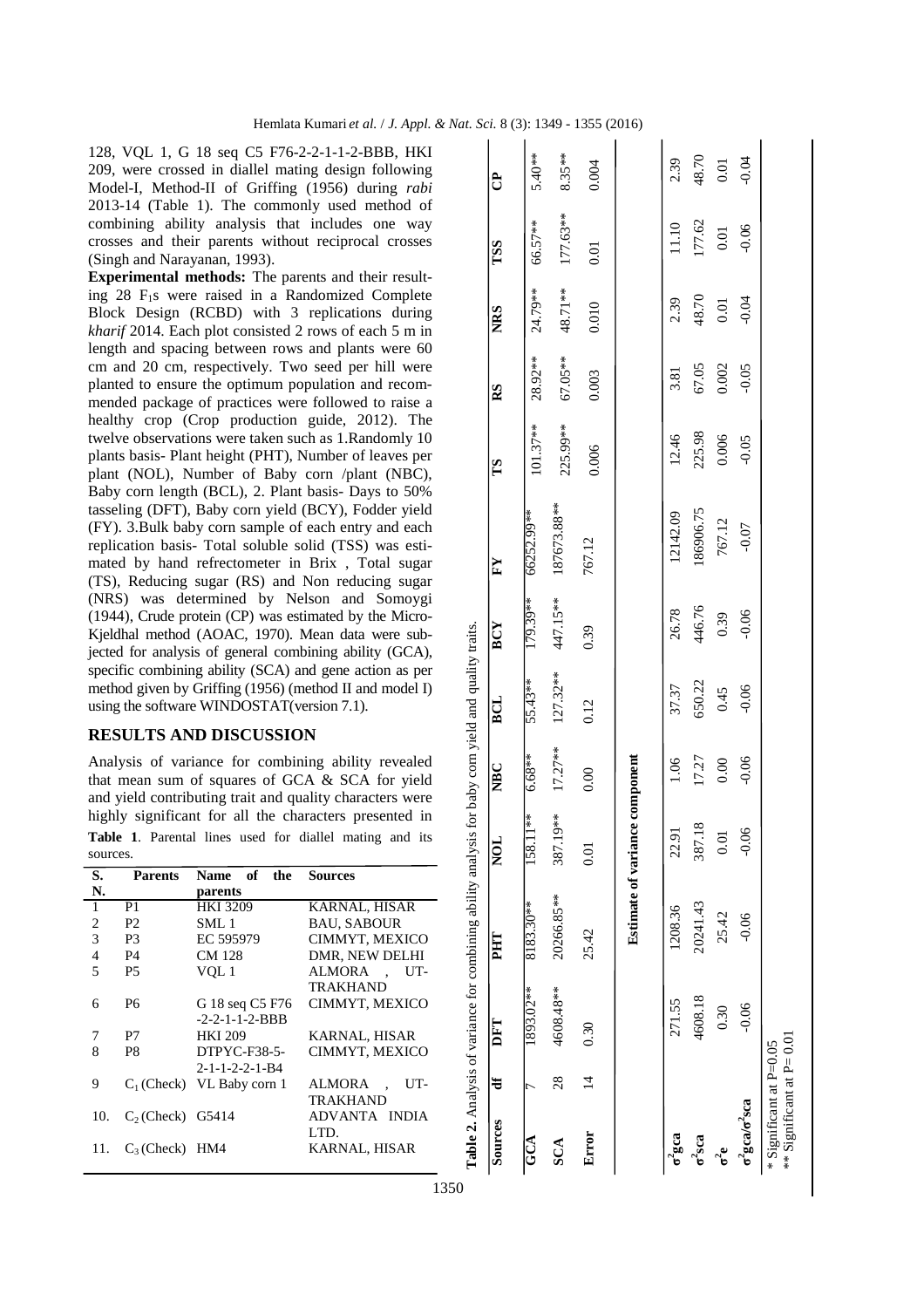128, VQL 1, G 18 seq C5 F76-2-2-1-1-2-BBB, HKI 209, were crossed in diallel mating design following Model-I, Method-II of Griffing (1956) during *rabi* 2013-14 (Table 1). The commonly used method of combining ability analysis that includes one way crosses and their parents without reciprocal crosses (Singh and Narayanan, 1993).

**Experimental methods:** The parents and their resulting 28 $F_1$s were raised in a Randomized Complete Block Design (RCBD) with 3 replications during *kharif* 2014. Each plot consisted 2 rows of each 5 m in length and spacing between rows and plants were 60 cm and 20 cm, respectively. Two seed per hill were planted to ensure the optimum population and recommended package of practices were followed to raise a healthy crop (Crop production guide, 2012). The twelve observations were taken such as 1.Randomly 10 plants basis- Plant height (PHT), Number of leaves per plant (NOL), Number of Baby corn /plant (NBC), Baby corn length (BCL), 2. Plant basis- Days to 50% tasseling (DFT), Baby corn yield (BCY), Fodder yield (FY). 3.Bulk baby corn sample of each entry and each replication basis- Total soluble solid (TSS) was estimated by hand refrectometer in Brix , Total sugar (TS), Reducing sugar (RS) and Non reducing sugar (NRS) was determined by Nelson and Somoygi (1944), Crude protein (CP) was estimated by the Micro-Kjeldhal method (AOAC, 1970). Mean data were subjected for analysis of general combining ability (GCA), specific combining ability (SCA) and gene action as per method given by Griffing (1956) (method II and model I) using the software WINDOSTAT(version 7.1).

## RESULTS AND DISCUSSION

Analysis of variance for combining ability revealed that mean sum of squares of GCA & SCA for yield and yield contributing trait and quality characters were highly significant for all the characters presented in

**Table 1**. Parental lines used for diallel mating and its sources.

| S. N. | Parents | Name of the parents | Sources |
|---|---|---|---|
| 1 | P1 | HKI 3209 | KARNAL, HISAR |
| 2 | P2 | SML 1 | BAU, SABOUR |
| 3 | P3 | EC 595979 | CIMMYT, MEXICO |
| 4 | P4 | CM 128 | DMR, NEW DELHI |
| 5 | P5 | VQL 1 | ALMORA , UT-TRAKHAND |
| 6 | P6 | G 18 seq C5 F76 -2-2-1-1-2-BBB | CIMMYT, MEXICO |
| 7 | P7 | HKI 209 | KARNAL, HISAR |
| 8 | P8 | DTPYC-F38-5-2-1-1-2-2-1-B4 | CIMMYT, MEXICO |
| 9 | $C_1$ (Check) | VL Baby corn 1 | ALMORA , UT-TRAKHAND |
| 10. | $C_2$ (Check) | G5414 | ADVANTA INDIA LTD. |
| 11. | $C_3$ (Check) | HM4 | KARNAL, HISAR |

**Table 2.** Analysis of variance for combining ability analysis for baby corn yield and quality traits.

| Sources | df | DFT | PHT | NOL | NBC | BCL | BCY | FY | TS | RS | NRS | TSS | CP |
|---|---|---|---|---|---|---|---|---|---|---|---|---|---|
| GCA | 7 | 1893.02** | 8183.30** | 158.11** | 6.68** | 55.43** | 179.39** | 66252.99** | 101.37** | 28.92** | 24.79** | 66.57** | 5.40** |
| SCA | 28 | 4608.48** | 20266.85** | 387.19** | 17.27** | 127.32** | 447.15** | 187673.88** | 225.99** | 67.05** | 48.71** | 177.63** | 8.35** |
| Error | 14 | 0.30 | 25.42 | 0.01 | 0.00 | 0.12 | 0.39 | 767.12 | 0.006 | 0.003 | 0.010 | 0.01 | 0.004 |
| | | | **Estimate of variance component** | | | | | | | | | | |
| $\sigma^2$gca | | 271.55 | 1208.36 | 22.91 | 1.06 | 37.37 | 26.78 | 12142.09 | 12.46 | 3.81 | 2.39 | 11.10 | 2.39 |
| $\sigma^2$sca | | 4608.18 | 20241.43 | 387.18 | 17.27 | 650.22 | 446.76 | 186906.75 | 225.98 | 67.05 | 48.70 | 177.62 | 48.70 |
| $\sigma^2$e | | 0.30 | 25.42 | 0.01 | 0.00 | 0.45 | 0.39 | 767.12 | 0.006 | 0.002 | 0.01 | 0.01 | 0.01 |
| $\sigma^2$gca/$\sigma^2$sca | | -0.06 | -0.06 | -0.06 | -0.06 | -0.06 | -0.06 | -0.07 | -0.05 | -0.05 | -0.04 | -0.06 | -0.04 |

\* Significant at P=0.05
\*\* Significant at P= 0.01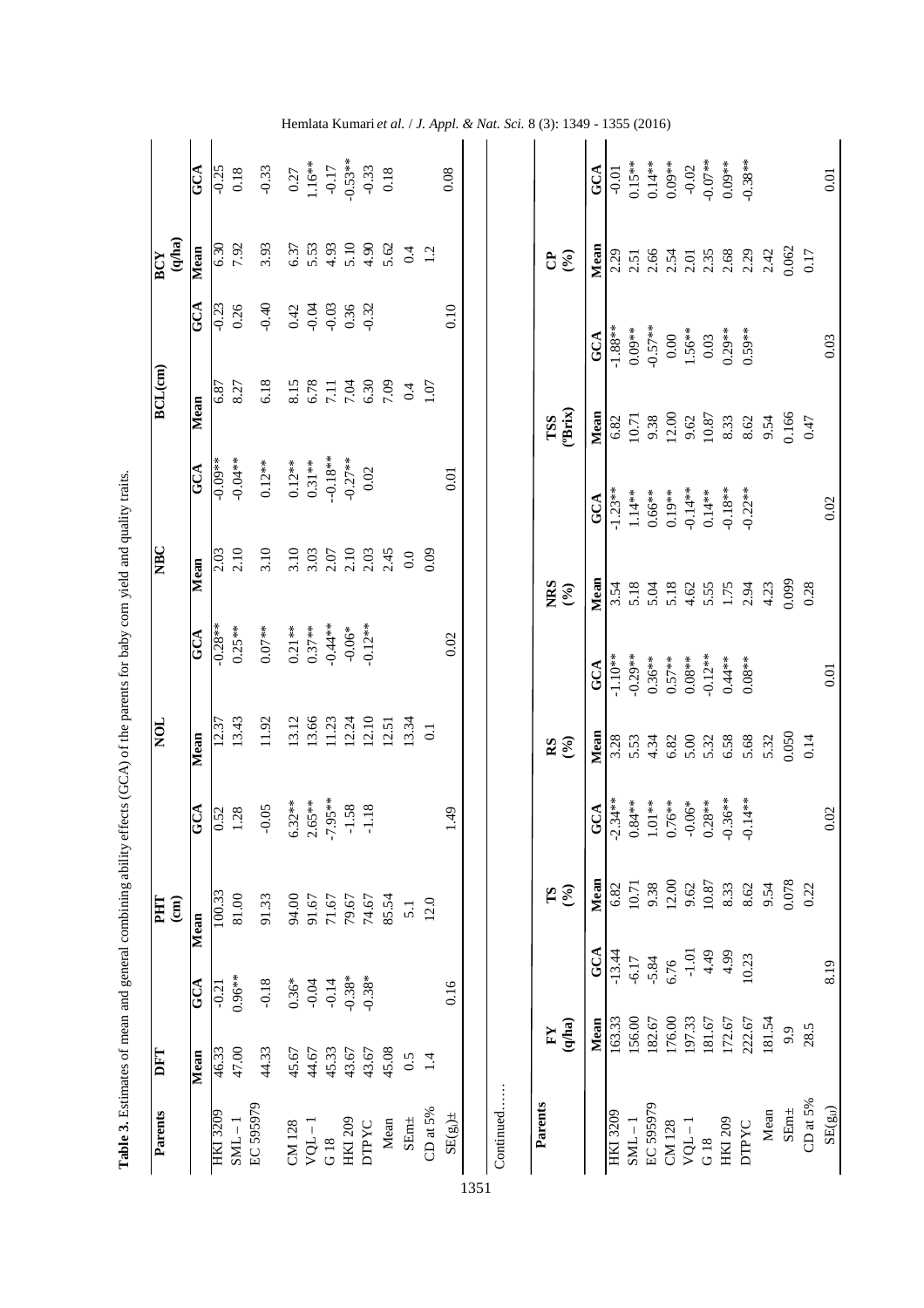**Table 3.** Estimates of mean and general combining ability effects (GCA) of the parents for baby corn yield and quality traits.

| Parents | DFT | | PHT (cm) | | NOL | | NBC | | BCL(cm) | | BCY (q/ha) | |
|---|---|---|---|---|---|---|---|---|---|---|---|---|
| | Mean | GCA | Mean | GCA | Mean | GCA | Mean | GCA | Mean | GCA | Mean | GCA |
| HKI 3209 | 46.33 | -0.21 | 100.33 | 0.52 | 12.37 | -0.28** | 2.03 | -0.09** | 6.87 | -0.23 | 6.30 | -0.25 |
| SML – 1 | 47.00 | 0.96** | 81.00 | 1.28 | 13.43 | 0.25** | 2.10 | -0.04** | 8.27 | 0.26 | 7.92 | 0.18 |
| EC 595979 | 44.33 | -0.18 | 91.33 | -0.05 | 11.92 | 0.07** | 3.10 | 0.12** | 6.18 | -0.40 | 3.93 | -0.33 |
| CM 128 | 45.67 | 0.36* | 94.00 | 6.32** | 13.12 | 0.21** | 3.10 | 0.12** | 8.15 | 0.42 | 6.37 | 0.27 |
| VQL – 1 | 44.67 | -0.04 | 91.67 | 2.65** | 13.66 | 0.37** | 3.03 | 0.31** | 6.78 | -0.04 | 5.53 | 1.16** |
| G 18 | 45.33 | -0.14 | 71.67 | -7.95** | 11.23 | -0.44** | 2.07 | -0.18** | 7.11 | -0.03 | 4.93 | -0.17 |
| HKI 209 | 43.67 | -0.38* | 79.67 | -1.58 | 12.24 | -0.06* | 2.10 | -0.27** | 7.04 | 0.36 | 5.10 | -0.53** |
| DTPYC | 43.67 | -0.38* | 74.67 | -1.18 | 12.10 | -0.12** | 2.03 | 0.02 | 6.30 | -0.32 | 4.90 | -0.33 |
| Mean | 45.08 | | 85.54 | | 12.51 | | 2.45 | | 7.09 | | 5.62 | 0.18 |
| SEm± | 0.5 | | 5.1 | | 13.34 | | 0.0 | | 0.4 | | 0.4 | |
| CD at 5% | 1.4 | | 12.0 | | 0.1 | | 0.09 | | 1.07 | | 1.2 | |
| SE(gi)± | | 0.16 | | 1.49 | | 0.02 | | 0.01 | | 0.10 | | 0.08 |

Continued……

| Parents | FY (q/ha) | | TS (%) | | RS (%) | | NRS (%) | | TSS (°Brix) | | CP (%) | |
|---|---|---|---|---|---|---|---|---|---|---|---|---|
| | Mean | GCA | Mean | GCA | Mean | GCA | Mean | GCA | Mean | GCA | Mean | GCA |
| HKI 3209 | 163.33 | -13.44 | 6.82 | -2.34** | 3.28 | -1.10** | 3.54 | -1.23** | 6.82 | -1.88** | 2.29 | -0.01 |
| SML – 1 | 156.00 | -6.17 | 10.71 | 0.84** | 5.53 | -0.29** | 5.18 | 1.14** | 10.71 | 0.09** | 2.51 | 0.15** |
| EC 595979 | 182.67 | -5.84 | 9.38 | 1.01** | 4.34 | 0.36** | 5.04 | 0.66** | 9.38 | -0.57** | 2.66 | 0.14** |
| CM 128 | 176.00 | 6.76 | 12.00 | 0.76** | 6.82 | 0.57** | 5.18 | 0.19** | 12.00 | 0.00 | 2.54 | 0.09** |
| VQL – 1 | 197.33 | -1.01 | 9.62 | -0.06* | 5.00 | 0.08** | 4.62 | -0.14** | 9.62 | 1.56** | 2.01 | -0.02 |
| G 18 | 181.67 | 4.49 | 10.87 | 0.28** | 5.32 | -0.12** | 5.55 | 0.14** | 10.87 | 0.03 | 2.35 | -0.07** |
| HKI 209 | 172.67 | 4.99 | 8.33 | -0.36** | 6.58 | 0.44** | 1.75 | -0.18** | 8.33 | 0.29** | 2.68 | 0.09** |
| DTPYC | 222.67 | 10.23 | 8.62 | -0.14** | 5.68 | 0.08** | 2.94 | -0.22** | 8.62 | 0.59** | 2.29 | -0.38** |
| Mean | 181.54 | | 9.54 | | 5.32 | | 4.23 | | 9.54 | | 2.42 | |
| SEm± | 9.9 | | 0.078 | | 0.050 | | 0.099 | | 0.166 | | 0.062 | |
| CD at 5% | 28.5 | | 0.22 | | 0.14 | | 0.28 | | 0.47 | | 0.17 | |
| SE(gi) | | 8.19 | | 0.02 | | 0.01 | | 0.02 | | 0.03 | | 0.01 |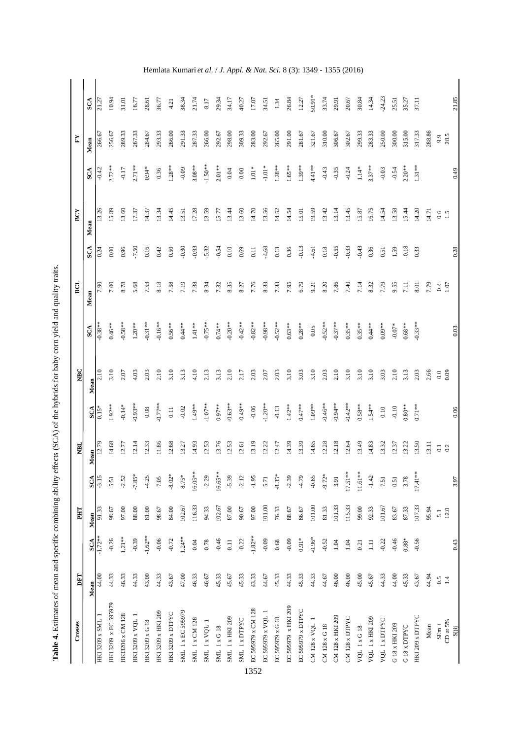**Table 4.** Estimates of mean and specific combining ability effects (SCA) of the hybrids for baby corn yield and quality traits.

| Crosses | DFT | | PHT | | NBL | | NBC | | BCL | | BCY | | FY | |
|---|---|---|---|---|---|---|---|---|---|---|---|---|---|---|
| | Mean | SCA | Mean | SCA | Mean | SCA | Mean | SCA | Mean | SCA | Mean | SCA | Mean | SCA |
| HKI 3209 x SML 1 | 44.00 | -1.72** | 91.33 | -3.15 | 12.79 | 0.15* | 2.10 | -0.38** | 7.90 | 0.24 | 13.26 | -0.42 | 266.67 | 21.27 |
| HKI 3209 x EC 595979 | 44.33 | -0.26 | 98.67 | 5.51 | 14.68 | 1.92** | 3.10 | 0.46** | 7.00 | 0.00 | 15.89 | 2.72** | 256.67 | 10.94 |
| HKI3206 x CM 128 | 46.33 | 1.21** | 97.00 | -2.52 | 12.77 | -0.14* | 2.07 | -0.58** | 8.78 | 0.96 | 13.60 | -0.17 | 289.33 | 31.01 |
| HKI 3209 x VQL 1 | 44.33 | -0.39 | 88.00 | -7.85* | 12.14 | -0.93** | 4.03 | 1.20** | 5.68 | -7.50 | 17.37 | 2.71** | 267.33 | 16.77 |
| HKI 3209 x G 18 | 43.00 | -1.62** | 81.00 | -4.25 | 12.33 | 0.08 | 2.03 | -0.31** | 7.53 | 0.16 | 14.37 | 0.94* | 284.67 | 28.61 |
| HKI 3209 x HKI 209 | 44.33 | -0.06 | 98.67 | 7.05 | 11.86 | -0.77** | 2.10 | -0.16** | 8.18 | 0.42 | 13.34 | 0.36 | 293.33 | 36.77 |
| HKI 3209 x DTPYC | 43.67 | -0.72 | 84.00 | -8.02* | 12.68 | 0.11 | 3.10 | 0.56** | 7.58 | 0.50 | 14.45 | 1.28** | 266.00 | 4.21 |
| SML 1 x EC 595979 | 47.00 | 1.24** | 102.67 | 8.75* | 13.27 | -0.02 | 3.13 | 0.44** | 7.19 | -0.30 | 13.51 | -0.09 | 291.33 | 38.34 |
| SML 1 x CM 128 | 46.33 | 0.04 | 116.33 | 16.05** | 14.93 | 1.49** | 4.10 | 1.41** | 7.38 | -0.93 | 17.28 | 3.08** | 287.33 | 21.74 |
| SML 1 x VQL 1 | 46.67 | 0.78 | 94.33 | -2.29 | 12.53 | -1.07** | 2.13 | -0.75** | 8.34 | -5.32 | 13.59 | -1.50** | 266.00 | 8.17 |
| SML 1 x G 18 | 45.33 | -0.46 | 102.67 | 16.65** | 13.76 | 0.97** | 3.13 | 0.74** | 7.32 | -0.54 | 15.77 | 2.01** | 292.67 | 29.34 |
| SML 1 x HKI 209 | 45.67 | 0.11 | 87.00 | -5.39 | 12.53 | -0.63** | 2.10 | -0.20** | 8.35 | 0.10 | 13.44 | 0.04 | 298.00 | 34.17 |
| SML 1 x DTPYC | 45.33 | -0.22 | 90.67 | -2.12 | 12.61 | -0.49** | 2.17 | -0.42** | 8.27 | 0.69 | 13.60 | 0.00 | 309.33 | 40.27 |
| EC 595979 x CM 128 | 43.33 | -1.82** | 97.00 | -1.95 | 13.19 | -0.06 | 2.03 | -0.82** | 7.76 | 0.11 | 14.70 | 1.01* | 283.00 | 17.07 |
| EC 595979 x VQL 1 | 44.67 | -0.09 | 101.00 | 5.71 | 12.22 | -1.20** | 2.07 | -0.98** | 8.33 | -4.68 | 13.56 | -1.01* | 292.67 | 34.51 |
| EC 595979 x G 18 | 45.33 | 0.68 | 76.33 | -8.35* | 12.47 | -0.13 | 2.03 | -0.52** | 7.33 | 0.13 | 14.52 | 1.28** | 265.00 | 1.34 |
| EC 595979 x HKI 209 | 44.33 | -0.09 | 88.67 | -2.39 | 14.39 | 1.42** | 3.10 | 0.63** | 7.95 | 0.36 | 14.54 | 1.65** | 291.00 | 26.84 |
| EC 595979 x DTPYC | 45.33 | 0.91* | 86.67 | -4.79 | 13.39 | 0.47** | 3.03 | 0.28** | 6.79 | -0.13 | 15.01 | 1.39** | 281.67 | 12.27 |
| CM 128 x VQL 1 | 44.33 | -0.96* | 101.00 | -0.65 | 14.65 | 1.09** | 3.10 | 0.05 | 9.21 | -4.61 | 19.59 | 4.41** | 321.67 | 50.91* |
| CM 128 x G 18 | 44.67 | -0.52 | 81.33 | -9.72* | 12.28 | -0.46** | 2.03 | -0.52** | 8.20 | 0.18 | 13.42 | -0.43 | 310.00 | 33.74 |
| CM 128 x HKI 209 | 46.00 | 1.04 | 101.33 | 3.91 | 12.18 | -0.94** | 2.10 | -0.37** | 7.86 | -0.55 | 13.14 | -0.35 | 306.67 | 29.91 |
| CM 128 x DTPYC | 46.00 | 1.04 | 115.33 | 17.51** | 12.64 | -0.42** | 3.10 | 0.35** | 7.40 | -0.33 | 13.45 | -0.24 | 302.67 | 20.67 |
| VQL 1 x G 18 | 45.00 | 0.21 | 99.00 | 11.61** | 13.49 | 0.58** | 3.10 | 0.35** | 7.14 | -0.43 | 15.87 | 1.14* | 299.33 | 30.84 |
| VQL 1 x HKI 209 | 45.67 | 1.11 | 92.33 | -1.42 | 14.83 | 1.54** | 3.10 | 0.44** | 8.32 | 0.36 | 16.75 | 3.37** | 283.33 | 14.34 |
| VQL 1 x DTPYC | 44.33 | -0.22 | 101.67 | 7.51 | 13.32 | 0.10 | 3.03 | 0.09** | 7.79 | 0.51 | 14.54 | -0.03 | 250.00 | -24.23 |
| G 18 x HKI 209 | 44.00 | -0.46 | 83.67 | 0.51 | 12.37 | -0.10 | 2.10 | -0.07* | 9.55 | 1.59 | 13.58 | -0.54 | 300.00 | 25.51 |
| G 18 x DTPYC | 45.33 | 0.88* | 87.33 | 3.78 | 13.22 | 0.80** | 3.13 | 0.68** | 7.11 | -0.18 | 15.44 | 2.20** | 315.00 | 35.27 |
| HKI 209 x DTPYC | 43.67 | -0.56 | 107.33 | 17.41** | 13.50 | 0.71** | 2.03 | -0.33** | 8.01 | 0.33 | 14.20 | 1.31** | 317.33 | 37.11 |
| Mean | 44.94 | | 95.94 | | 13.11 | | 2.66 | | 7.79 | | 14.71 | | 288.86 | |
| SEm ± | 0.5 | | 5.1 | | 0.1 | | 0.0 | | 0.4 | | 0.6 | | 9.9 | |
| CD at 5% | 1.4 | | 12.0 | | 0.2 | | 0.09 | | 1.07 | | 1.5 | | 28.5 | |
| S(ij) | | 0.43 | | 3.97 | | 0.06 | | 0.03 | | 0.28 | | 0.49 | | 21.85 |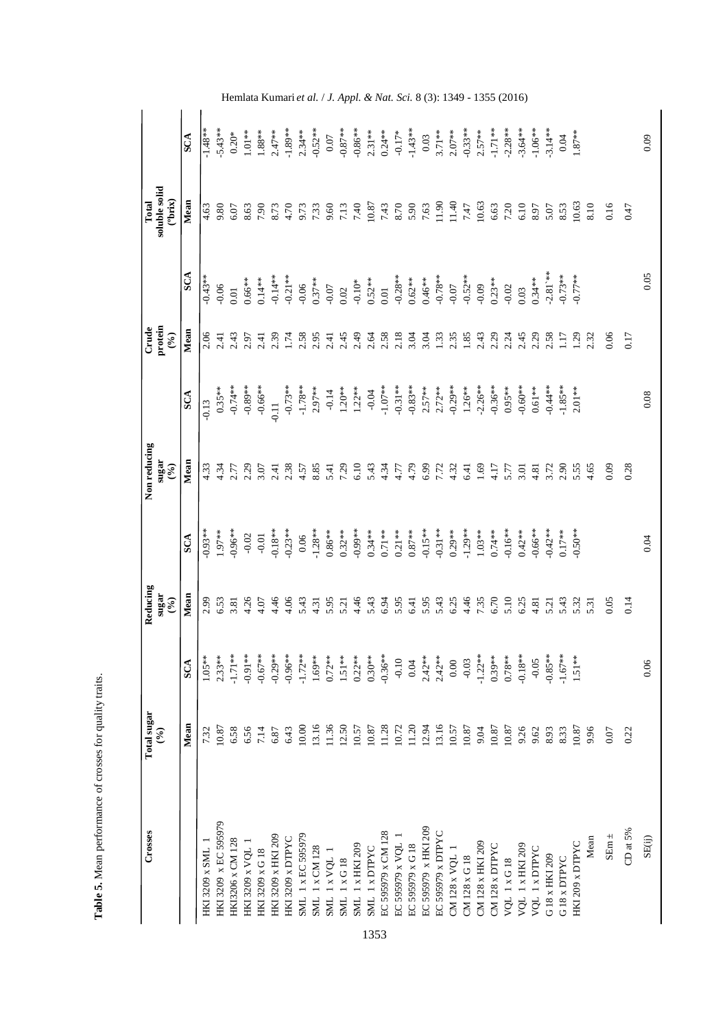**Table 5.** Mean performance of crosses for quality traits.

| Crosses | Total sugar (%) | | Reducing sugar (%) | | Non reducing sugar (%) | | Crude protein (%) | | Total soluble solid (°brix) | |
|---|---|---|---|---|---|---|---|---|---|---|
| | Mean | SCA | Mean | SCA | Mean | SCA | Mean | SCA | Mean | SCA |
| HKI 3209 x SML 1 | 7.32 | 1.05** | 2.99 | -0.93** | 4.33 | -0.13 | 2.06 | -0.43** | 4.63 | -1.48** |
| HKI 3209 x EC 595979 | 10.87 | 2.33** | 6.53 | 1.97** | 4.34 | 0.35** | 2.41 | -0.06 | 9.80 | -5.43** |
| HKI3206 x CM 128 | 6.58 | -1.71** | 3.81 | -0.96** | 2.77 | -0.74** | 2.43 | 0.01 | 6.07 | 0.20* |
| HKI 3209 x VQL 1 | 6.56 | -0.91** | 4.26 | -0.02 | 2.29 | -0.89** | 2.97 | 0.66** | 8.63 | 1.01** |
| HKI 3209 x G 18 | 7.14 | -0.67** | 4.07 | -0.01 | 3.07 | -0.66** | 2.41 | 0.14** | 7.90 | 1.88** |
| HKI 3209 x HKI 209 | 6.87 | -0.29** | 4.46 | -0.18** | 2.41 | -0.11 | 2.39 | -0.14** | 8.73 | 2.47** |
| HKI 3209 x DTPYC | 6.43 | -0.96** | 4.06 | -0.23** | 2.38 | -0.73** | 1.74 | -0.21** | 4.70 | -1.89** |
| SML 1 x EC 595979 | 10.00 | -1.72** | 5.43 | 0.06 | 4.57 | -1.78** | 2.58 | -0.06 | 9.73 | -0.52** |
| SML 1 x CM 128 | 13.16 | 1.69** | 4.31 | -1.28** | 8.85 | 2.97** | 2.95 | 0.37** | 7.33 | 2.34** |
| SML 1 x VQL 1 | 11.36 | 0.72** | 5.95 | 0.86** | 5.41 | -0.14 | 2.41 | -0.07 | 9.60 | 0.07 |
| SML 1 x G 18 | 12.50 | 1.51** | 5.21 | 0.32** | 7.29 | 1.20** | 2.45 | 0.02 | 7.13 | -0.87** |
| SML 1 x HKI 209 | 10.57 | 0.22** | 4.46 | -0.99** | 6.10 | 1.22** | 2.49 | -0.10* | 7.40 | -0.86** |
| SML 1 x DTPYC | 10.87 | 0.30** | 5.43 | 0.34** | 5.43 | -0.04 | 2.64 | 0.52** | 10.87 | 2.31** |
| EC 595979 x CM 128 | 11.28 | -0.36** | 6.94 | 0.71** | 4.34 | -1.07** | 2.58 | 0.01 | 7.43 | 0.24** |
| EC 595979 x VQL 1 | 10.72 | -0.10 | 5.95 | 0.21** | 4.77 | -0.31** | 2.18 | -0.28** | 8.70 | -0.17* |
| EC 595979 x G 18 | 11.20 | 0.04 | 6.41 | 0.87** | 4.79 | -0.83** | 3.04 | 0.62** | 5.90 | -1.43** |
| EC 595979 x HKI 209 | 12.94 | 2.42** | 5.95 | -0.15** | 6.99 | 2.57** | 3.04 | 0.46** | 7.63 | 0.03 |
| EC 595979 x DTPYC | 13.16 | 2.42** | 5.43 | -0.31** | 7.72 | 2.72** | 1.33 | -0.78** | 11.90 | 3.71** |
| CM 128 x VQL 1 | 10.57 | 0.00 | 6.25 | 0.29** | 4.32 | -0.29** | 2.35 | -0.07 | 11.40 | 2.07** |
| CM 128 x G 18 | 10.87 | -0.03 | 4.46 | -1.29** | 6.41 | 1.26** | 1.85 | -0.52** | 7.47 | -0.33** |
| CM 128 x HKI 209 | 9.04 | -1.22** | 7.35 | 1.03** | 1.69 | -2.26** | 2.43 | -0.09 | 10.63 | 2.57** |
| CM 128 x DTPYC | 10.87 | 0.39** | 6.70 | 0.74** | 4.17 | -0.36** | 2.29 | 0.23** | 6.63 | -1.71** |
| VQL 1 x G 18 | 10.87 | 0.78** | 5.10 | -0.16** | 5.77 | 0.95** | 2.24 | -0.02 | 7.20 | -2.28** |
| VQL 1 x HKI 209 | 9.26 | -0.18** | 6.25 | 0.42** | 3.01 | -0.60** | 2.45 | 0.03 | 6.10 | -3.64** |
| VQL 1 x DTPYC | 9.62 | -0.05 | 4.81 | -0.66** | 4.81 | 0.61** | 2.29 | 0.34** | 8.97 | -1.06** |
| G 18 x HKI 209 | 8.93 | -0.85** | 5.21 | -0.42** | 3.72 | -0.44** | 2.58 | -2.81** | 5.07 | -3.14** |
| G 18 x DTPYC | 8.33 | -1.67** | 5.43 | 0.17** | 2.90 | -1.85** | 1.17 | -0.73** | 8.53 | 0.04 |
| HKI 209 x DTPYC | 10.87 | 1.51** | 5.32 | -0.50** | 5.55 | 2.01** | 1.29 | -0.77** | 10.63 | 1.87** |
| Mean | 9.96 | | 5.31 | | 4.65 | | 2.32 | | 8.10 | |
| SEm ± | 0.07 | | 0.05 | | 0.09 | | 0.06 | | 0.16 | |
| CD at 5% | 0.22 | | 0.14 | | 0.28 | | 0.17 | | 0.47 | |
| SE(ij) | | 0.06 | | 0.04 | | 0.08 | | 0.05 | | 0.09 |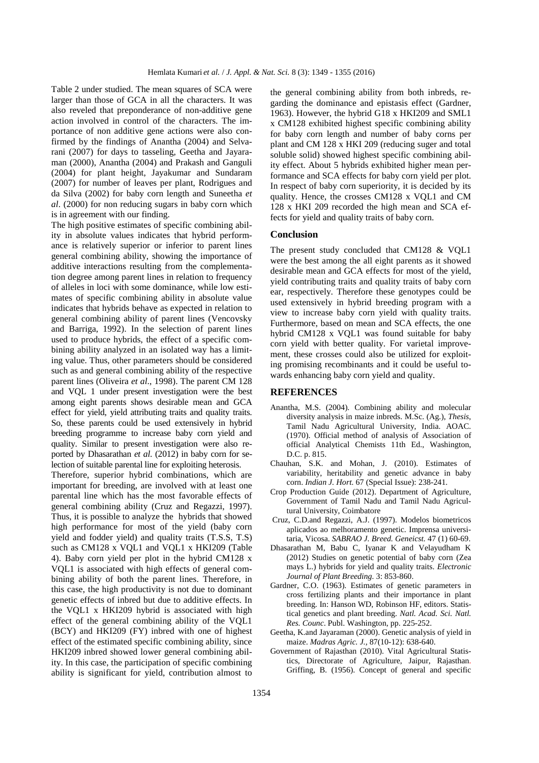Table 2 under studied. The mean squares of SCA were larger than those of GCA in all the characters. It was also reveled that preponderance of non-additive gene action involved in control of the characters. The importance of non additive gene actions were also confirmed by the findings of Anantha (2004) and Selvarani (2007) for days to tasseling, Geetha and Jayaraman (2000), Anantha (2004) and Prakash and Ganguli (2004) for plant height, Jayakumar and Sundaram (2007) for number of leaves per plant, Rodrigues and da Silva (2002) for baby corn length and Suneetha *et al*. (2000) for non reducing sugars in baby corn which is in agreement with our finding.

The high positive estimates of specific combining ability in absolute values indicates that hybrid performance is relatively superior or inferior to parent lines general combining ability, showing the importance of additive interactions resulting from the complementation degree among parent lines in relation to frequency of alleles in loci with some dominance, while low estimates of specific combining ability in absolute value indicates that hybrids behave as expected in relation to general combining ability of parent lines (Vencovsky and Barriga, 1992). In the selection of parent lines used to produce hybrids, the effect of a specific combining ability analyzed in an isolated way has a limiting value. Thus, other parameters should be considered such as and general combining ability of the respective parent lines (Oliveira *et al*., 1998). The parent CM 128 and VQL 1 under present investigation were the best among eight parents shows desirable mean and GCA effect for yield, yield attributing traits and quality traits. So, these parents could be used extensively in hybrid breeding programme to increase baby corn yield and quality. Similar to present investigation were also reported by Dhasarathan *et al.* (2012) in baby corn for selection of suitable parental line for exploiting heterosis.

Therefore, superior hybrid combinations, which are important for breeding, are involved with at least one parental line which has the most favorable effects of general combining ability (Cruz and Regazzi, 1997). Thus, it is possible to analyze the hybrids that showed high performance for most of the yield (baby corn yield and fodder yield) and quality traits (T.S.S, T.S) such as CM128 x VQL1 and VQL1 x HKI209 (Table 4). Baby corn yield per plot in the hybrid CM128 x VQL1 is associated with high effects of general combining ability of both the parent lines. Therefore, in this case, the high productivity is not due to dominant genetic effects of inbred but due to additive effects. In the VQL1 x HKI209 hybrid is associated with high effect of the general combining ability of the VQL1 (BCY) and HKI209 (FY) inbred with one of highest effect of the estimated specific combining ability, since HKI209 inbred showed lower general combining ability. In this case, the participation of specific combining ability is significant for yield, contribution almost to the general combining ability from both inbreds, regarding the dominance and epistasis effect (Gardner, 1963). However, the hybrid G18 x HKI209 and SML1 x CM128 exhibited highest specific combining ability for baby corn length and number of baby corns per plant and CM 128 x HKI 209 (reducing suger and total soluble solid) showed highest specific combining ability effect. About 5 hybrids exhibited higher mean performance and SCA effects for baby corn yield per plot. In respect of baby corn superiority, it is decided by its quality. Hence, the crosses CM128 x VQL1 and CM 128 x HKI 209 recorded the high mean and SCA effects for yield and quality traits of baby corn.

## Conclusion

The present study concluded that CM128 & VQL1 were the best among the all eight parents as it showed desirable mean and GCA effects for most of the yield, yield contributing traits and quality traits of baby corn ear, respectively. Therefore these genotypes could be used extensively in hybrid breeding program with a view to increase baby corn yield with quality traits. Furthermore, based on mean and SCA effects, the one hybrid CM128 x VQL1 was found suitable for baby corn yield with better quality. For varietal improvement, these crosses could also be utilized for exploiting promising recombinants and it could be useful towards enhancing baby corn yield and quality.

## REFERENCES

Anantha, M.S. (2004). Combining ability and molecular diversity analysis in maize inbreds. M.Sc. (Ag.), *Thesis*, Tamil Nadu Agricultural University, India. AOAC. (1970). Official method of analysis of Association of official Analytical Chemists 11th Ed., Washington, D.C. p. 815.

Chauhan, S.K. and Mohan, J. (2010). Estimates of variability, heritability and genetic advance in baby corn. *Indian J. Hort.* 67 (Special Issue): 238-241.

Crop Production Guide (2012). Department of Agriculture, Government of Tamil Nadu and Tamil Nadu Agricultural University, Coimbatore

Cruz, C.D.and Regazzi, A.J. (1997). Modelos biometricos aplicados ao melhoramento genetic. Imprensa universitaria, Vicosa. *SABRAO J. Breed. Geneicst.* 47 (1) 60-69.

Dhasarathan M, Babu C, Iyanar K and Velayudham K (2012) Studies on genetic potential of baby corn (Zea mays L.) hybrids for yield and quality traits. *Electronic Journal of Plant Breeding.* 3: 853-860.

Gardner, C.O. (1963). Estimates of genetic parameters in cross fertilizing plants and their importance in plant breeding. In: Hanson WD, Robinson HF, editors. Statistical genetics and plant breeding. *Natl. Acad. Sci. Natl. Res. Counc*. Publ. Washington, pp. 225-252.

Geetha, K.and Jayaraman (2000). Genetic analysis of yield in maize. *Madras Agric. J.*, 87(10-12): 638-640.

Government of Rajasthan (2010). Vital Agricultural Statistics, Directorate of Agriculture, Jaipur, Rajasthan. Griffing, B. (1956). Concept of general and specific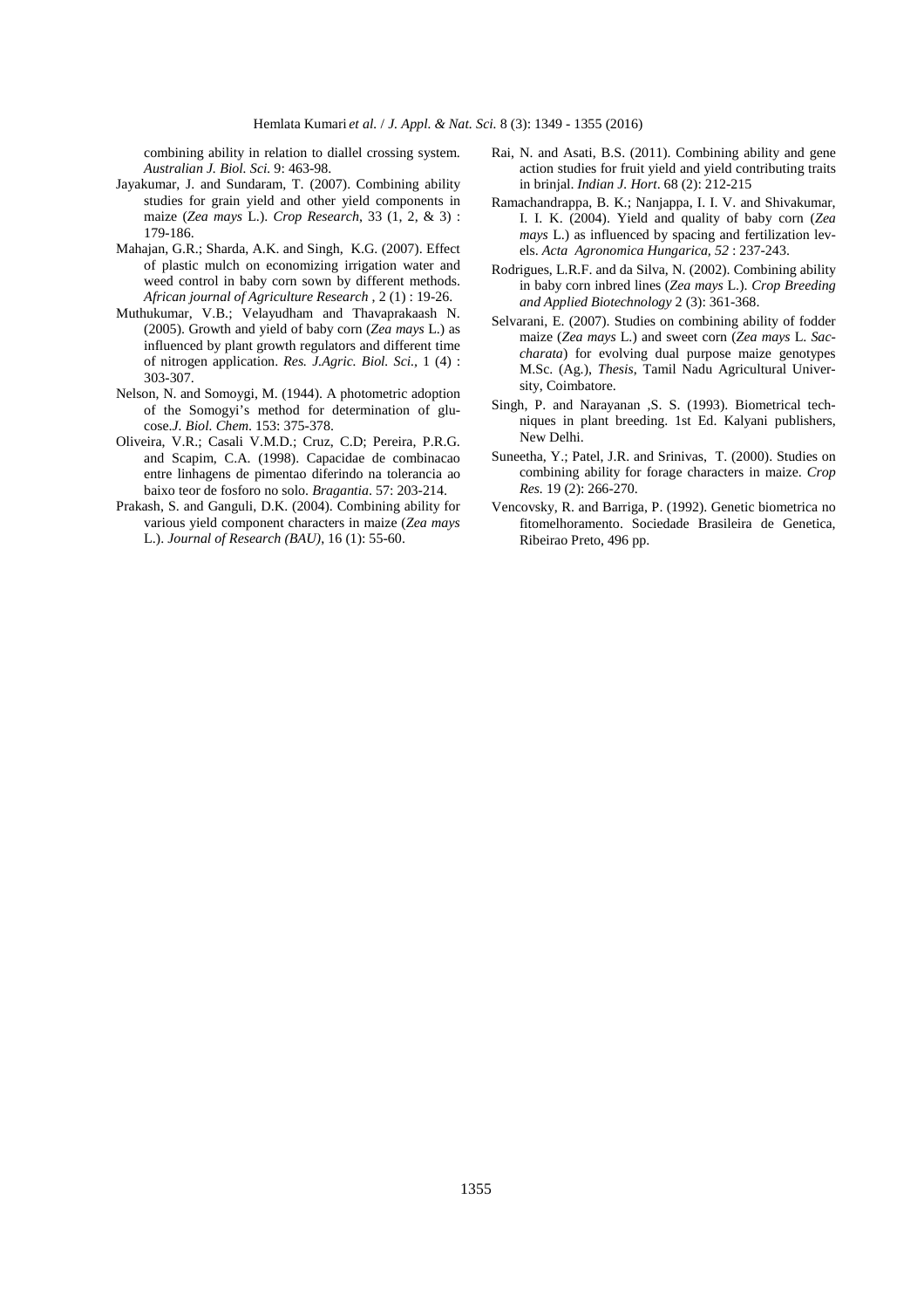combining ability in relation to diallel crossing system. *Australian J. Biol. Sci*. 9: 463-98.

Jayakumar, J. and Sundaram, T. (2007). Combining ability studies for grain yield and other yield components in maize (*Zea mays* L.). *Crop Research*, 33 (1, 2, & 3) : 179-186.

Mahajan, G.R.; Sharda, A.K. and Singh, K.G. (2007). Effect of plastic mulch on economizing irrigation water and weed control in baby corn sown by different methods. *African journal of Agriculture Research* , 2 (1) : 19-26.

Muthukumar, V.B.; Velayudham and Thavaprakaash N. (2005). Growth and yield of baby corn (*Zea mays* L.) as influenced by plant growth regulators and different time of nitrogen application. *Res. J.Agric. Biol. Sci.,* 1 (4) : 303-307.

Nelson, N. and Somoygi, M. (1944). A photometric adoption of the Somogyi's method for determination of glucose.*J. Biol. Chem*. 153: 375-378.

Oliveira, V.R.; Casali V.M.D.; Cruz, C.D; Pereira, P.R.G. and Scapim, C.A. (1998). Capacidae de combinacao entre linhagens de pimentao diferindo na tolerancia ao baixo teor de fosforo no solo. *Bragantia*. 57: 203-214.

Prakash, S. and Ganguli, D.K. (2004). Combining ability for various yield component characters in maize (*Zea mays* L.). *Journal of Research (BAU)*, 16 (1): 55-60.

Rai, N. and Asati, B.S. (2011). Combining ability and gene action studies for fruit yield and yield contributing traits in brinjal. *Indian J. Hort*. 68 (2): 212-215

Ramachandrappa, B. K.; Nanjappa, I. I. V. and Shivakumar, I. I. K. (2004). Yield and quality of baby corn (*Zea mays* L.) as influenced by spacing and fertilization levels. *Acta Agronomica Hungarica, 52* : 237-243.

Rodrigues, L.R.F. and da Silva, N. (2002). Combining ability in baby corn inbred lines (*Zea mays* L.). *Crop Breeding and Applied Biotechnology* 2 (3): 361-368.

Selvarani, E. (2007). Studies on combining ability of fodder maize (*Zea mays* L.) and sweet corn (*Zea mays* L. *Saccharata*) for evolving dual purpose maize genotypes M.Sc. (Ag.), *Thesis*, Tamil Nadu Agricultural University, Coimbatore.

Singh, P. and Narayanan ,S. S. (1993). Biometrical techniques in plant breeding. 1st Ed. Kalyani publishers, New Delhi.

Suneetha, Y.; Patel, J.R. and Srinivas, T. (2000). Studies on combining ability for forage characters in maize. *Crop Res.* 19 (2): 266-270.

Vencovsky, R. and Barriga, P. (1992). Genetic biometrica no fitomelhoramento. Sociedade Brasileira de Genetica, Ribeirao Preto, 496 pp.